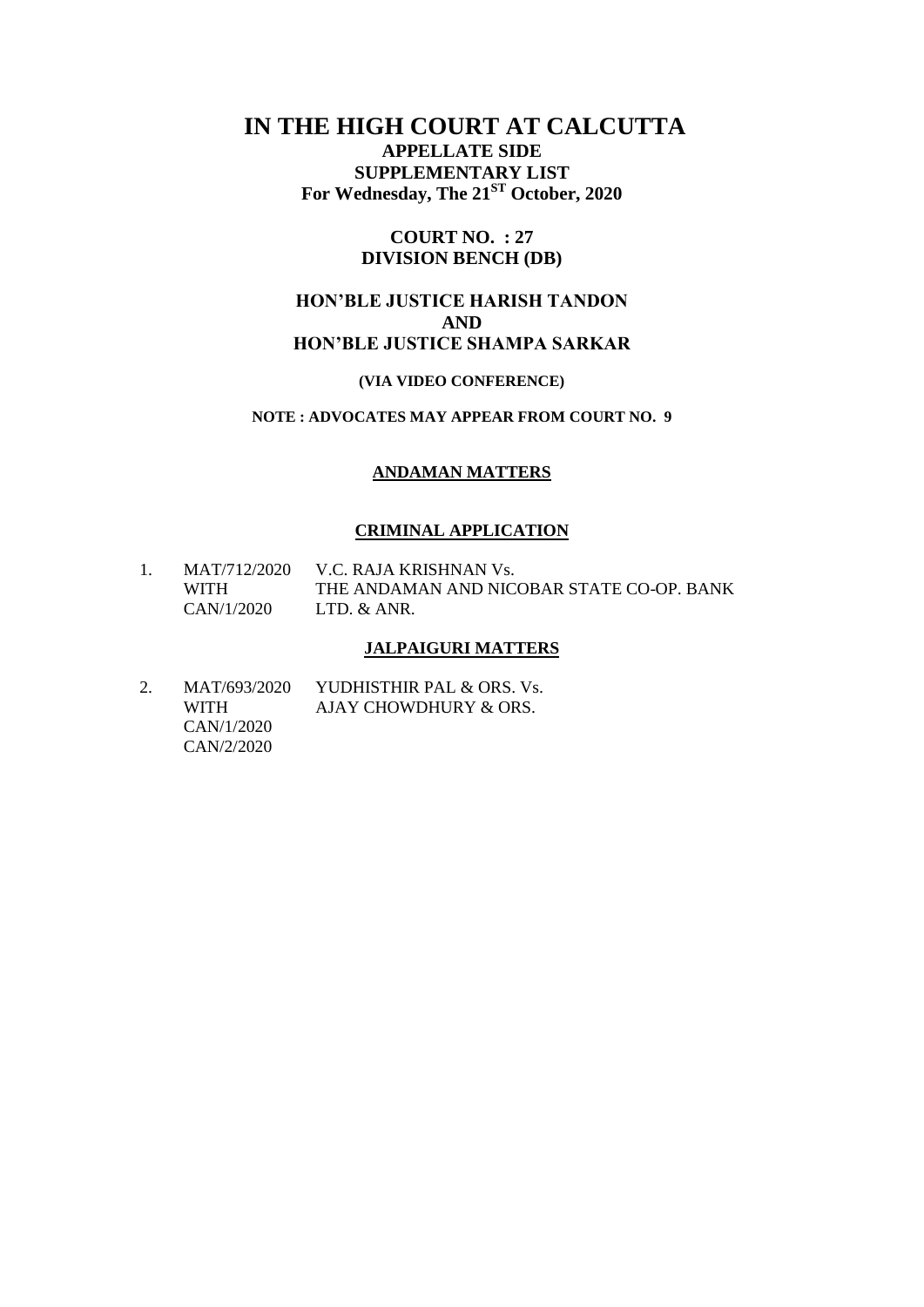# IN THE HIGH COURT AT CALCUTTA

## APPELLATE SIDE

## SUPPLEMENTARY LIST

## For Wednesday, The 21ST October, 2020

### COURT NO. : 27

### DIVISION BENCH (DB)

### HON'BLE JUSTICE HARISH TANDON
### AND
### HON'BLE JUSTICE SHAMPA SARKAR

**(VIA VIDEO CONFERENCE)**

**NOTE : ADVOCATES MAY APPEAR FROM COURT NO. 9**

**ANDAMAN MATTERS**

**CRIMINAL APPLICATION**

1. MAT/712/2020 WITH CAN/1/2020 — V.C. RAJA KRISHNAN Vs. THE ANDAMAN AND NICOBAR STATE CO-OP. BANK LTD. & ANR.

**JALPAIGURI MATTERS**

2. MAT/693/2020 WITH CAN/1/2020 CAN/2/2020 — YUDHISTHIR PAL & ORS. Vs. AJAY CHOWDHURY & ORS.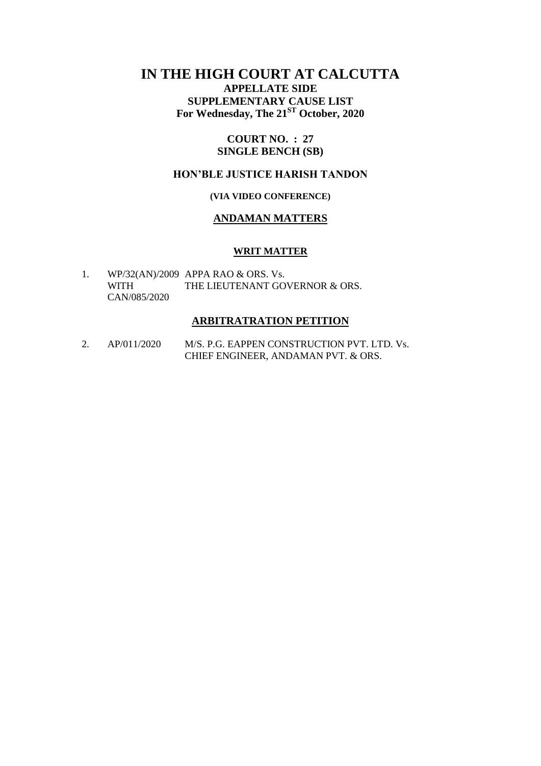# IN THE HIGH COURT AT CALCUTTA

**APPELLATE SIDE**

**SUPPLEMENTARY CAUSE LIST**

**For Wednesday, The 21ST October, 2020**

**COURT NO. : 27**

**SINGLE BENCH (SB)**

**HON'BLE JUSTICE HARISH TANDON**

**(VIA VIDEO CONFERENCE)**

## ANDAMAN MATTERS

### WRIT MATTER

1. WP/32(AN)/2009 WITH CAN/085/2020 — APPA RAO & ORS. Vs. THE LIEUTENANT GOVERNOR & ORS.

### ARBITRATRATION PETITION

2. AP/011/2020 — M/S. P.G. EAPPEN CONSTRUCTION PVT. LTD. Vs. CHIEF ENGINEER, ANDAMAN PVT. & ORS.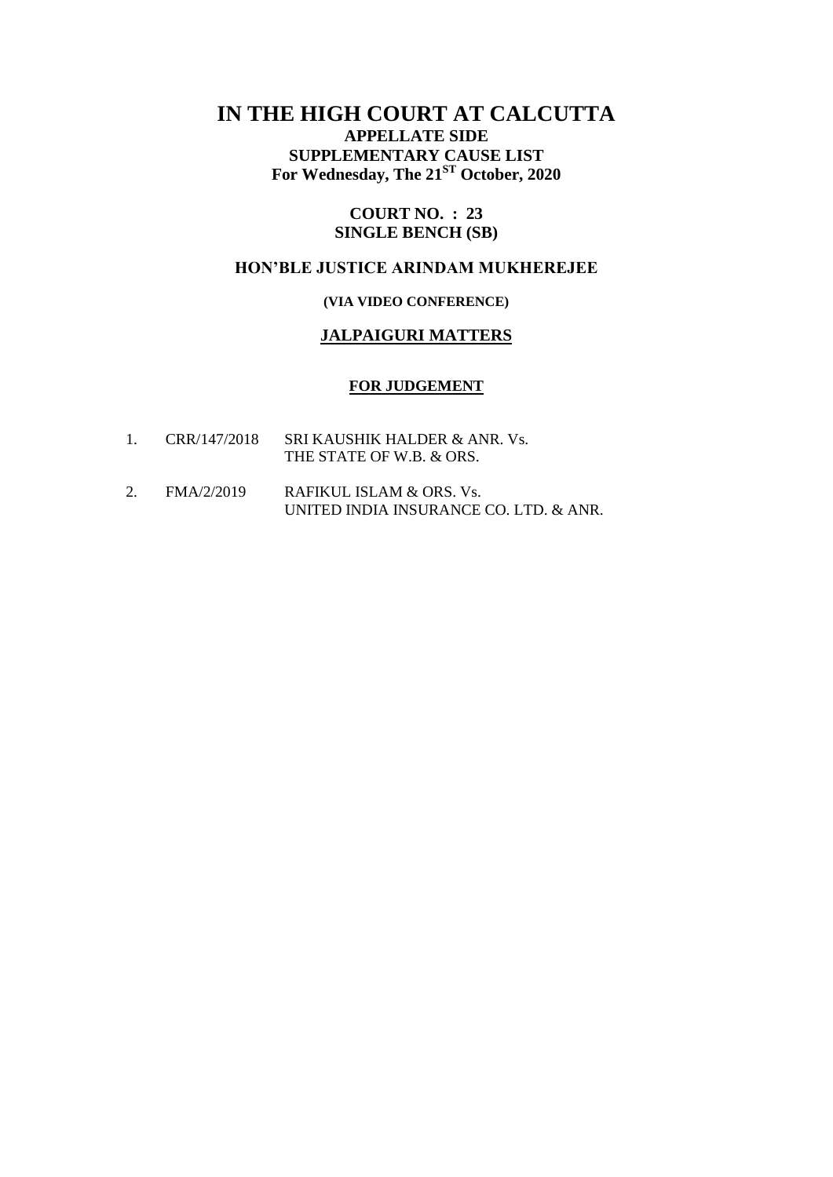# IN THE HIGH COURT AT CALCUTTA

**APPELLATE SIDE**

**SUPPLEMENTARY CAUSE LIST**

**For Wednesday, The 21ST October, 2020**

**COURT NO. : 23**

**SINGLE BENCH (SB)**

**HON'BLE JUSTICE ARINDAM MUKHEREJEE**

**(VIA VIDEO CONFERENCE)**

**JALPAIGURI MATTERS**

**FOR JUDGEMENT**

| | | |
|---|---|---|
| 1. | CRR/147/2018 | SRI KAUSHIK HALDER & ANR. Vs. THE STATE OF W.B. & ORS. |
| 2. | FMA/2/2019 | RAFIKUL ISLAM & ORS. Vs. UNITED INDIA INSURANCE CO. LTD. & ANR. |